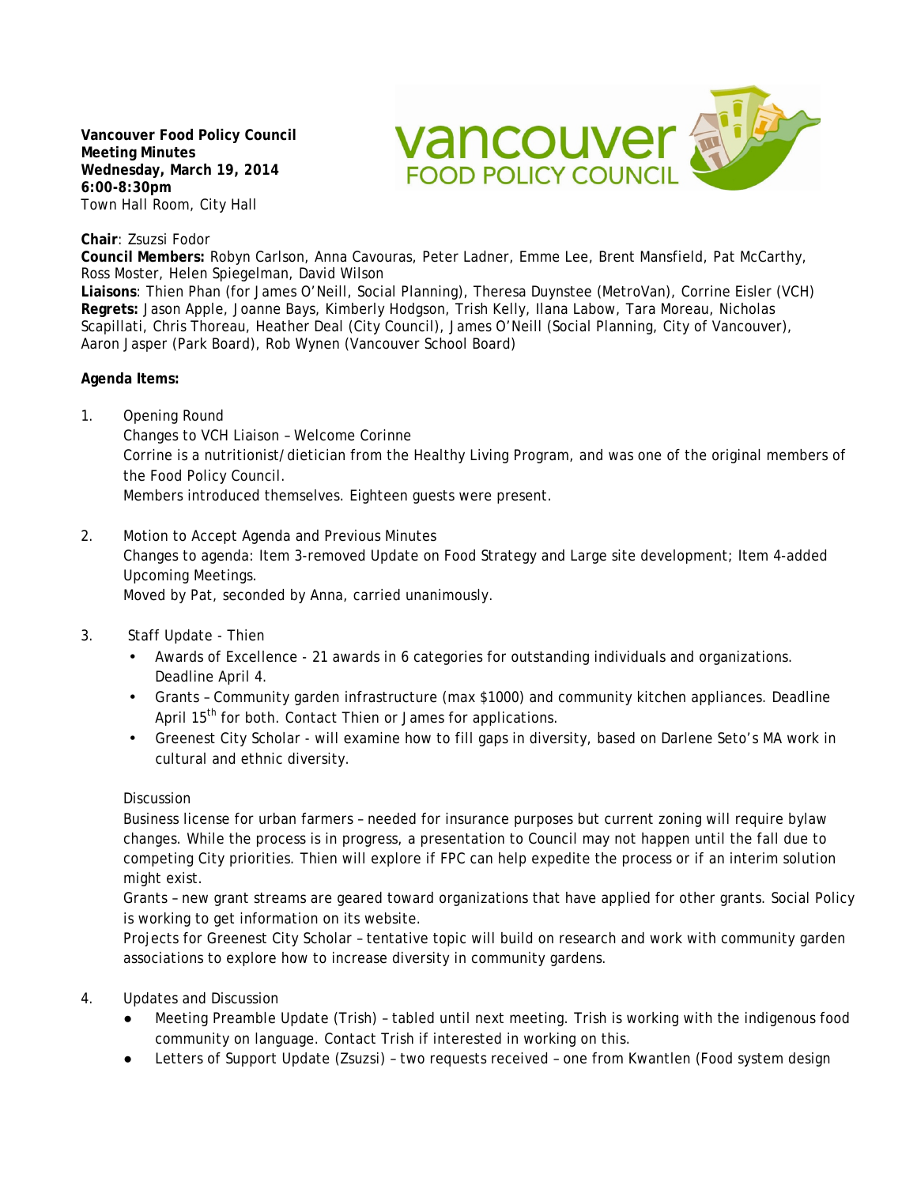**Vancouver Food Policy Council**
**Meeting Minutes**
**Wednesday, March 19, 2014**
**6:00-8:30pm**
Town Hall Room, City Hall

**Chair**: Zsuzsi Fodor
**Council Members:** Robyn Carlson, Anna Cavouras, Peter Ladner, Emme Lee, Brent Mansfield, Pat McCarthy, Ross Moster, Helen Spiegelman, David Wilson
**Liaisons**: Thien Phan (for James O'Neill, Social Planning), Theresa Duynstee (MetroVan), Corrine Eisler (VCH)
**Regrets:** Jason Apple, Joanne Bays, Kimberly Hodgson, Trish Kelly, Ilana Labow, Tara Moreau, Nicholas Scapillati, Chris Thoreau, Heather Deal (City Council), James O'Neill (Social Planning, City of Vancouver), Aaron Jasper (Park Board), Rob Wynen (Vancouver School Board)

**Agenda Items:**

1. Opening Round
   Changes to VCH Liaison – Welcome Corinne
   Corrine is a nutritionist/dietician from the Healthy Living Program, and was one of the original members of the Food Policy Council.
   Members introduced themselves. Eighteen guests were present.

2. Motion to Accept Agenda and Previous Minutes
   Changes to agenda: Item 3-removed Update on Food Strategy and Large site development; Item 4-added Upcoming Meetings.
   Moved by Pat, seconded by Anna, carried unanimously.

3. Staff Update - Thien
   - Awards of Excellence - 21 awards in 6 categories for outstanding individuals and organizations. Deadline April 4.
   - Grants – Community garden infrastructure (max $1000) and community kitchen appliances. Deadline April 15th for both. Contact Thien or James for applications.
   - Greenest City Scholar - will examine how to fill gaps in diversity, based on Darlene Seto's MA work in cultural and ethnic diversity.

   Discussion
   Business license for urban farmers – needed for insurance purposes but current zoning will require bylaw changes. While the process is in progress, a presentation to Council may not happen until the fall due to competing City priorities. Thien will explore if FPC can help expedite the process or if an interim solution might exist.
   Grants – new grant streams are geared toward organizations that have applied for other grants. Social Policy is working to get information on its website.
   Projects for Greenest City Scholar – tentative topic will build on research and work with community garden associations to explore how to increase diversity in community gardens.

4. Updates and Discussion
   - Meeting Preamble Update (Trish) – tabled until next meeting. Trish is working with the indigenous food community on language. Contact Trish if interested in working on this.
   - Letters of Support Update (Zsuzsi) – two requests received – one from Kwantlen (Food system design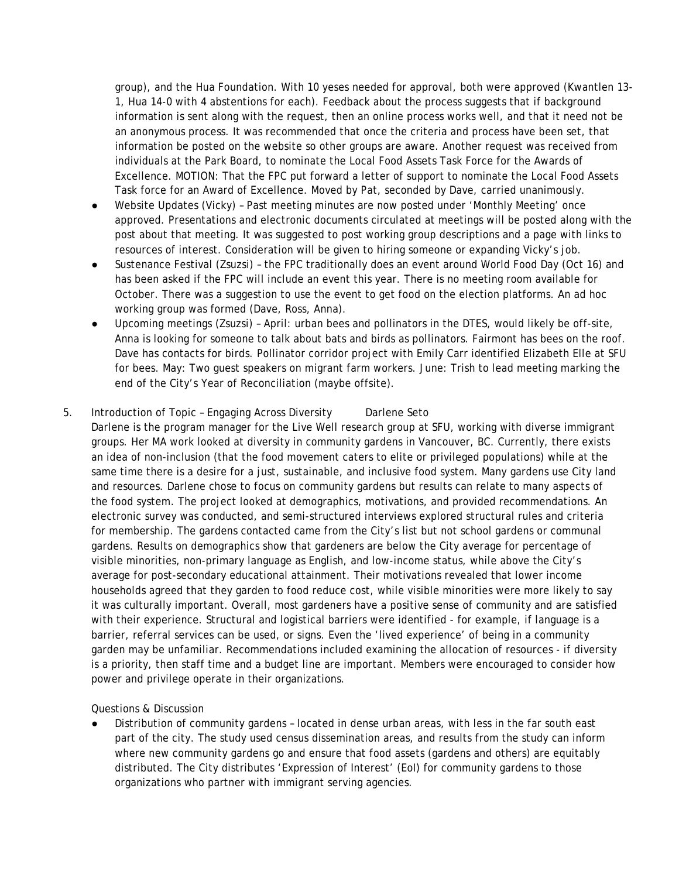group), and the Hua Foundation. With 10 yeses needed for approval, both were approved (Kwantlen 13-1, Hua 14-0 with 4 abstentions for each). Feedback about the process suggests that if background information is sent along with the request, then an online process works well, and that it need not be an anonymous process. It was recommended that once the criteria and process have been set, that information be posted on the website so other groups are aware. Another request was received from individuals at the Park Board, to nominate the Local Food Assets Task Force for the Awards of Excellence. MOTION: That the FPC put forward a letter of support to nominate the Local Food Assets Task force for an Award of Excellence. Moved by Pat, seconded by Dave, carried unanimously.

- Website Updates (Vicky) – Past meeting minutes are now posted under 'Monthly Meeting' once approved. Presentations and electronic documents circulated at meetings will be posted along with the post about that meeting. It was suggested to post working group descriptions and a page with links to resources of interest. Consideration will be given to hiring someone or expanding Vicky's job.
- Sustenance Festival (Zsuzsi) – the FPC traditionally does an event around World Food Day (Oct 16) and has been asked if the FPC will include an event this year. There is no meeting room available for October. There was a suggestion to use the event to get food on the election platforms. An ad hoc working group was formed (Dave, Ross, Anna).
- Upcoming meetings (Zsuzsi) – April: urban bees and pollinators in the DTES, would likely be off-site, Anna is looking for someone to talk about bats and birds as pollinators. Fairmont has bees on the roof. Dave has contacts for birds. Pollinator corridor project with Emily Carr identified Elizabeth Elle at SFU for bees. May: Two guest speakers on migrant farm workers. June: Trish to lead meeting marking the end of the City's Year of Reconciliation (maybe offsite).

5. Introduction of Topic – Engaging Across Diversity      Darlene Seto

Darlene is the program manager for the Live Well research group at SFU, working with diverse immigrant groups. Her MA work looked at diversity in community gardens in Vancouver, BC. Currently, there exists an idea of non-inclusion (that the food movement caters to elite or privileged populations) while at the same time there is a desire for a just, sustainable, and inclusive food system. Many gardens use City land and resources. Darlene chose to focus on community gardens but results can relate to many aspects of the food system. The project looked at demographics, motivations, and provided recommendations. An electronic survey was conducted, and semi-structured interviews explored structural rules and criteria for membership. The gardens contacted came from the City's list but not school gardens or communal gardens. Results on demographics show that gardeners are below the City average for percentage of visible minorities, non-primary language as English, and low-income status, while above the City's average for post-secondary educational attainment. Their motivations revealed that lower income households agreed that they garden to food reduce cost, while visible minorities were more likely to say it was culturally important. Overall, most gardeners have a positive sense of community and are satisfied with their experience. Structural and logistical barriers were identified - for example, if language is a barrier, referral services can be used, or signs. Even the 'lived experience' of being in a community garden may be unfamiliar. Recommendations included examining the allocation of resources - if diversity is a priority, then staff time and a budget line are important. Members were encouraged to consider how power and privilege operate in their organizations.

Questions & Discussion

- Distribution of community gardens – located in dense urban areas, with less in the far south east part of the city. The study used census dissemination areas, and results from the study can inform where new community gardens go and ensure that food assets (gardens and others) are equitably distributed. The City distributes 'Expression of Interest' (EoI) for community gardens to those organizations who partner with immigrant serving agencies.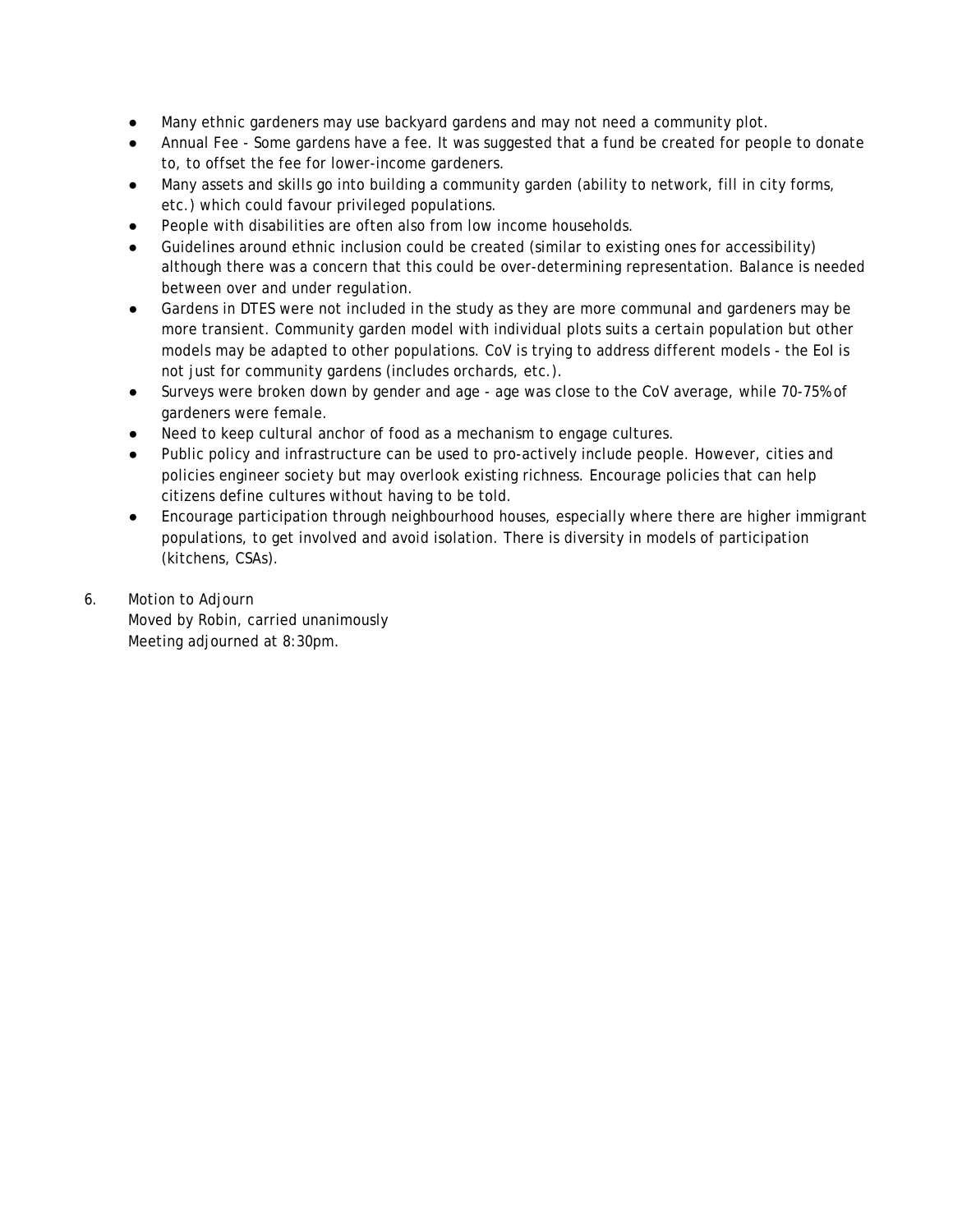- Many ethnic gardeners may use backyard gardens and may not need a community plot.
- Annual Fee - Some gardens have a fee. It was suggested that a fund be created for people to donate to, to offset the fee for lower-income gardeners.
- Many assets and skills go into building a community garden (ability to network, fill in city forms, etc.) which could favour privileged populations.
- People with disabilities are often also from low income households.
- Guidelines around ethnic inclusion could be created (similar to existing ones for accessibility) although there was a concern that this could be over-determining representation. Balance is needed between over and under regulation.
- Gardens in DTES were not included in the study as they are more communal and gardeners may be more transient. Community garden model with individual plots suits a certain population but other models may be adapted to other populations. CoV is trying to address different models - the EoI is not just for community gardens (includes orchards, etc.).
- Surveys were broken down by gender and age - age was close to the CoV average, while 70-75% of gardeners were female.
- Need to keep cultural anchor of food as a mechanism to engage cultures.
- Public policy and infrastructure can be used to pro-actively include people. However, cities and policies engineer society but may overlook existing richness. Encourage policies that can help citizens define cultures without having to be told.
- Encourage participation through neighbourhood houses, especially where there are higher immigrant populations, to get involved and avoid isolation. There is diversity in models of participation (kitchens, CSAs).

6. Motion to Adjourn
   Moved by Robin, carried unanimously
   Meeting adjourned at 8:30pm.